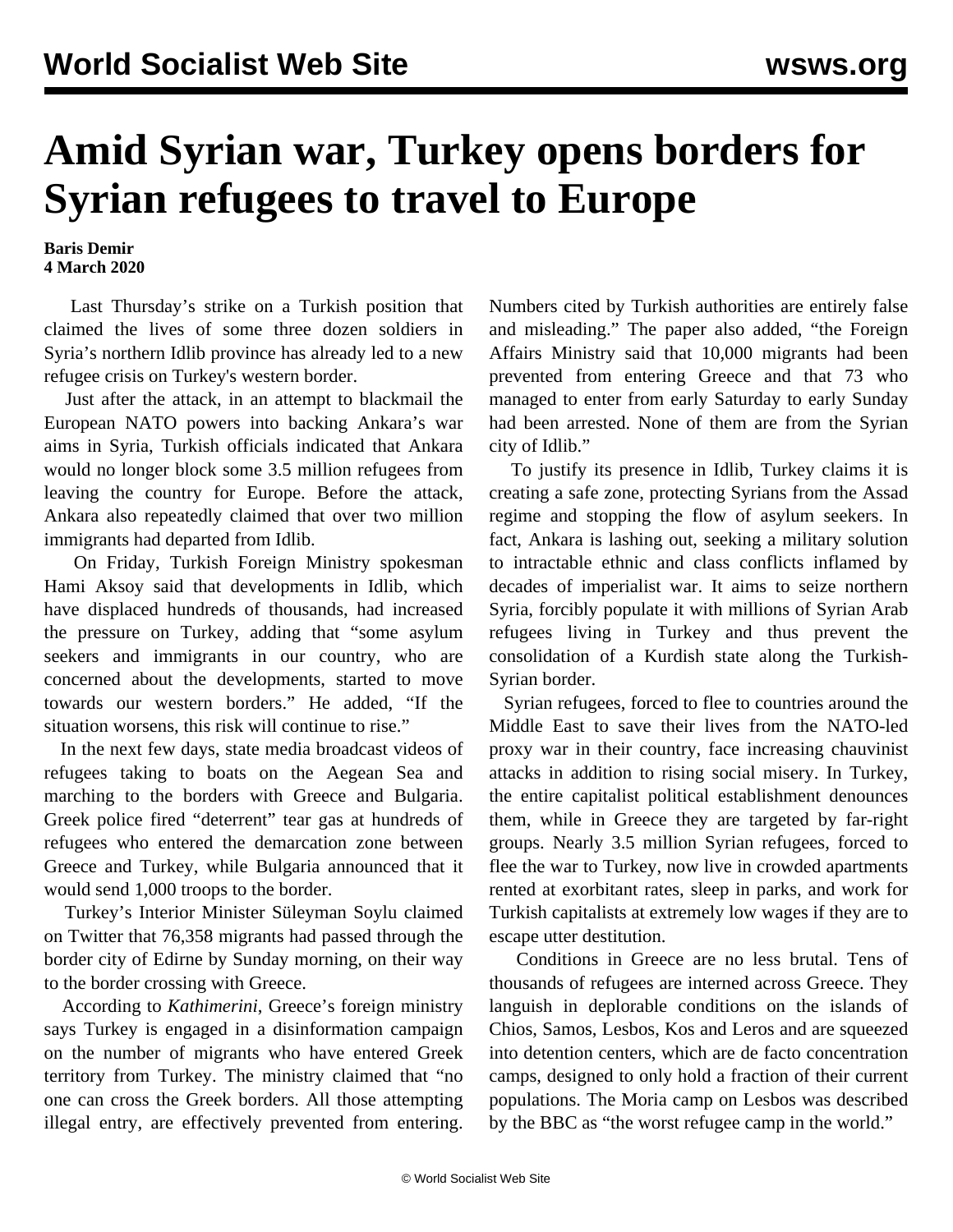# Amid Syrian war, Turkey opens borders for Syrian refugees to travel to Europe

**Baris Demir**
**4 March 2020**

Last Thursday's strike on a Turkish position that claimed the lives of some three dozen soldiers in Syria's northern Idlib province has already led to a new refugee crisis on Turkey's western border.

Just after the attack, in an attempt to blackmail the European NATO powers into backing Ankara's war aims in Syria, Turkish officials indicated that Ankara would no longer block some 3.5 million refugees from leaving the country for Europe. Before the attack, Ankara also repeatedly claimed that over two million immigrants had departed from Idlib.

On Friday, Turkish Foreign Ministry spokesman Hami Aksoy said that developments in Idlib, which have displaced hundreds of thousands, had increased the pressure on Turkey, adding that "some asylum seekers and immigrants in our country, who are concerned about the developments, started to move towards our western borders." He added, "If the situation worsens, this risk will continue to rise."

In the next few days, state media broadcast videos of refugees taking to boats on the Aegean Sea and marching to the borders with Greece and Bulgaria. Greek police fired "deterrent" tear gas at hundreds of refugees who entered the demarcation zone between Greece and Turkey, while Bulgaria announced that it would send 1,000 troops to the border.

Turkey's Interior Minister Süleyman Soylu claimed on Twitter that 76,358 migrants had passed through the border city of Edirne by Sunday morning, on their way to the border crossing with Greece.

According to *Kathimerini*, Greece's foreign ministry says Turkey is engaged in a disinformation campaign on the number of migrants who have entered Greek territory from Turkey. The ministry claimed that "no one can cross the Greek borders. All those attempting illegal entry, are effectively prevented from entering. Numbers cited by Turkish authorities are entirely false and misleading." The paper also added, "the Foreign Affairs Ministry said that 10,000 migrants had been prevented from entering Greece and that 73 who managed to enter from early Saturday to early Sunday had been arrested. None of them are from the Syrian city of Idlib."

To justify its presence in Idlib, Turkey claims it is creating a safe zone, protecting Syrians from the Assad regime and stopping the flow of asylum seekers. In fact, Ankara is lashing out, seeking a military solution to intractable ethnic and class conflicts inflamed by decades of imperialist war. It aims to seize northern Syria, forcibly populate it with millions of Syrian Arab refugees living in Turkey and thus prevent the consolidation of a Kurdish state along the Turkish-Syrian border.

Syrian refugees, forced to flee to countries around the Middle East to save their lives from the NATO-led proxy war in their country, face increasing chauvinist attacks in addition to rising social misery. In Turkey, the entire capitalist political establishment denounces them, while in Greece they are targeted by far-right groups. Nearly 3.5 million Syrian refugees, forced to flee the war to Turkey, now live in crowded apartments rented at exorbitant rates, sleep in parks, and work for Turkish capitalists at extremely low wages if they are to escape utter destitution.

Conditions in Greece are no less brutal. Tens of thousands of refugees are interned across Greece. They languish in deplorable conditions on the islands of Chios, Samos, Lesbos, Kos and Leros and are squeezed into detention centers, which are de facto concentration camps, designed to only hold a fraction of their current populations. The Moria camp on Lesbos was described by the BBC as "the worst refugee camp in the world."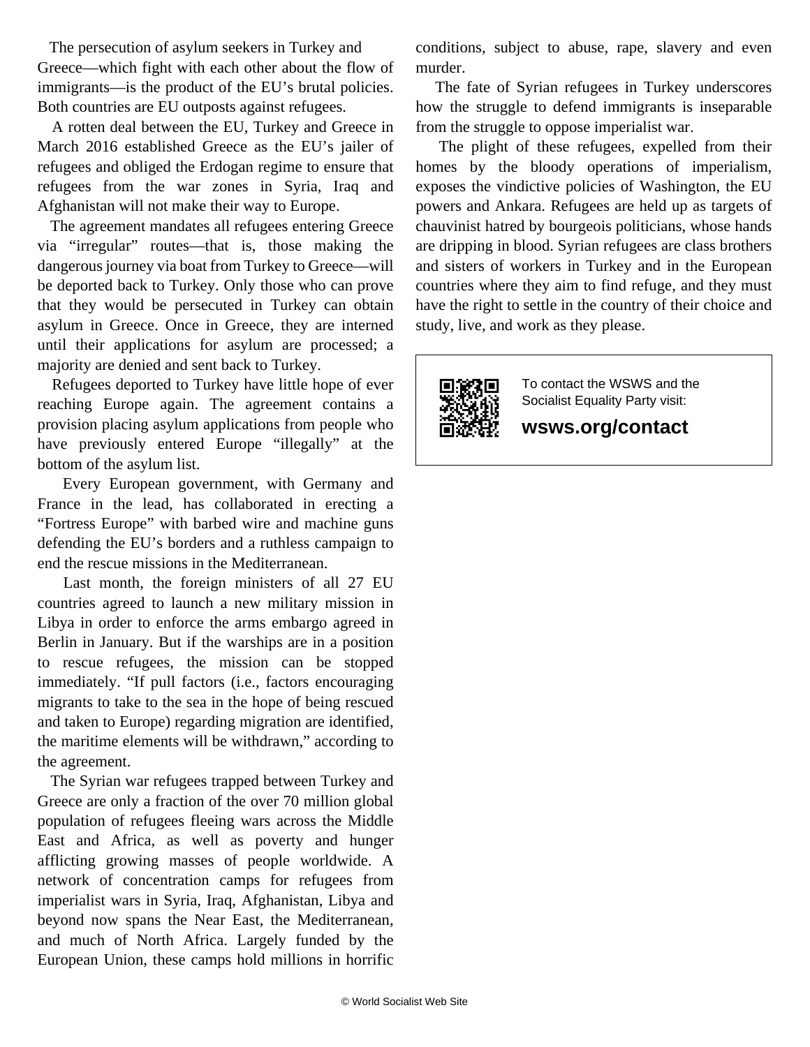The persecution of asylum seekers in Turkey and Greece—which fight with each other about the flow of immigrants—is the product of the EU's brutal policies. Both countries are EU outposts against refugees.

A rotten deal between the EU, Turkey and Greece in March 2016 established Greece as the EU's jailer of refugees and obliged the Erdogan regime to ensure that refugees from the war zones in Syria, Iraq and Afghanistan will not make their way to Europe.

The agreement mandates all refugees entering Greece via "irregular" routes—that is, those making the dangerous journey via boat from Turkey to Greece—will be deported back to Turkey. Only those who can prove that they would be persecuted in Turkey can obtain asylum in Greece. Once in Greece, they are interned until their applications for asylum are processed; a majority are denied and sent back to Turkey.

Refugees deported to Turkey have little hope of ever reaching Europe again. The agreement contains a provision placing asylum applications from people who have previously entered Europe "illegally" at the bottom of the asylum list.

Every European government, with Germany and France in the lead, has collaborated in erecting a "Fortress Europe" with barbed wire and machine guns defending the EU's borders and a ruthless campaign to end the rescue missions in the Mediterranean.

Last month, the foreign ministers of all 27 EU countries agreed to launch a new military mission in Libya in order to enforce the arms embargo agreed in Berlin in January. But if the warships are in a position to rescue refugees, the mission can be stopped immediately. "If pull factors (i.e., factors encouraging migrants to take to the sea in the hope of being rescued and taken to Europe) regarding migration are identified, the maritime elements will be withdrawn," according to the agreement.

The Syrian war refugees trapped between Turkey and Greece are only a fraction of the over 70 million global population of refugees fleeing wars across the Middle East and Africa, as well as poverty and hunger afflicting growing masses of people worldwide. A network of concentration camps for refugees from imperialist wars in Syria, Iraq, Afghanistan, Libya and beyond now spans the Near East, the Mediterranean, and much of North Africa. Largely funded by the European Union, these camps hold millions in horrific conditions, subject to abuse, rape, slavery and even murder.

The fate of Syrian refugees in Turkey underscores how the struggle to defend immigrants is inseparable from the struggle to oppose imperialist war.

The plight of these refugees, expelled from their homes by the bloody operations of imperialism, exposes the vindictive policies of Washington, the EU powers and Ankara. Refugees are held up as targets of chauvinist hatred by bourgeois politicians, whose hands are dripping in blood. Syrian refugees are class brothers and sisters of workers in Turkey and in the European countries where they aim to find refuge, and they must have the right to settle in the country of their choice and study, live, and work as they please.

To contact the WSWS and the Socialist Equality Party visit:

**wsws.org/contact**